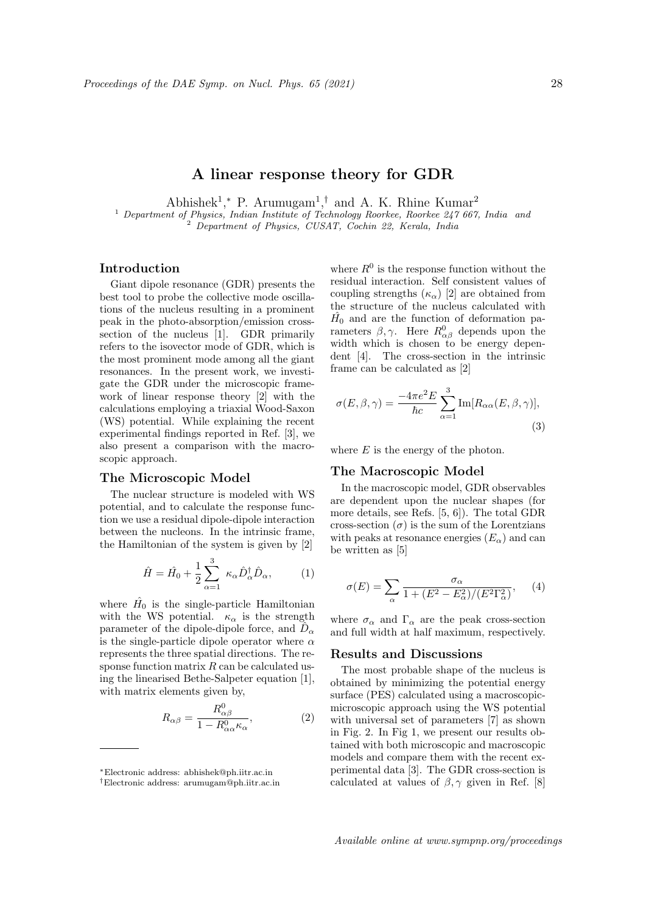# A linear response theory for GDR

Abhishek[1,*], P. Arumugam[1,†] and A. K. Rhine Kumar[2]

[1] *Department of Physics, Indian Institute of Technology Roorkee, Roorkee 247 667, India and*
[2] *Department of Physics, CUSAT, Cochin 22, Kerala, India*

## Introduction

Giant dipole resonance (GDR) presents the best tool to probe the collective mode oscillations of the nucleus resulting in a prominent peak in the photo-absorption/emission cross-section of the nucleus [1]. GDR primarily refers to the isovector mode of GDR, which is the most prominent mode among all the giant resonances. In the present work, we investigate the GDR under the microscopic framework of linear response theory [2] with the calculations employing a triaxial Wood-Saxon (WS) potential. While explaining the recent experimental findings reported in Ref. [3], we also present a comparison with the macroscopic approach.

## The Microscopic Model

The nuclear structure is modeled with WS potential, and to calculate the response function we use a residual dipole-dipole interaction between the nucleons. In the intrinsic frame, the Hamiltonian of the system is given by [2]

$$\hat{H} = \hat{H}_0 + \frac{1}{2}\sum_{\alpha=1}^{3} \kappa_\alpha \hat{D}_\alpha^\dagger \hat{D}_\alpha, \tag{1}$$

where $\hat{H}_0$ is the single-particle Hamiltonian with the WS potential. $\kappa_\alpha$ is the strength parameter of the dipole-dipole force, and $\hat{D}_\alpha$ is the single-particle dipole operator where $\alpha$ represents the three spatial directions. The response function matrix $R$ can be calculated using the linearised Bethe-Salpeter equation [1], with matrix elements given by,

$$R_{\alpha\beta} = \frac{R^0_{\alpha\beta}}{1 - R^0_{\alpha\alpha}\kappa_\alpha}, \tag{2}$$

where $R^0$ is the response function without the residual interaction. Self consistent values of coupling strengths ($\kappa_\alpha$) [2] are obtained from the structure of the nucleus calculated with $\hat{H}_0$ and are the function of deformation parameters $\beta, \gamma$. Here $R^0_{\alpha\beta}$ depends upon the width which is chosen to be energy dependent [4]. The cross-section in the intrinsic frame can be calculated as [2]

$$\sigma(E, \beta, \gamma) = \frac{-4\pi e^2 E}{\hbar c}\sum_{\alpha=1}^{3} \mathrm{Im}[R_{\alpha\alpha}(E, \beta, \gamma)], \tag{3}$$

where $E$ is the energy of the photon.

## The Macroscopic Model

In the macroscopic model, GDR observables are dependent upon the nuclear shapes (for more details, see Refs. [5, 6]). The total GDR cross-section ($\sigma$) is the sum of the Lorentzians with peaks at resonance energies ($E_\alpha$) and can be written as [5]

$$\sigma(E) = \sum_\alpha \frac{\sigma_\alpha}{1 + (E^2 - E_\alpha^2)/(E^2\Gamma_\alpha^2)}, \tag{4}$$

where $\sigma_\alpha$ and $\Gamma_\alpha$ are the peak cross-section and full width at half maximum, respectively.

## Results and Discussions

The most probable shape of the nucleus is obtained by minimizing the potential energy surface (PES) calculated using a macroscopic-microscopic approach using the WS potential with universal set of parameters [7] as shown in Fig. 2. In Fig 1, we present our results obtained with both microscopic and macroscopic models and compare them with the recent experimental data [3]. The GDR cross-section is calculated at values of $\beta, \gamma$ given in Ref. [8]

---

*Electronic address: abhishek@ph.iitr.ac.in

†Electronic address: arumugam@ph.iitr.ac.in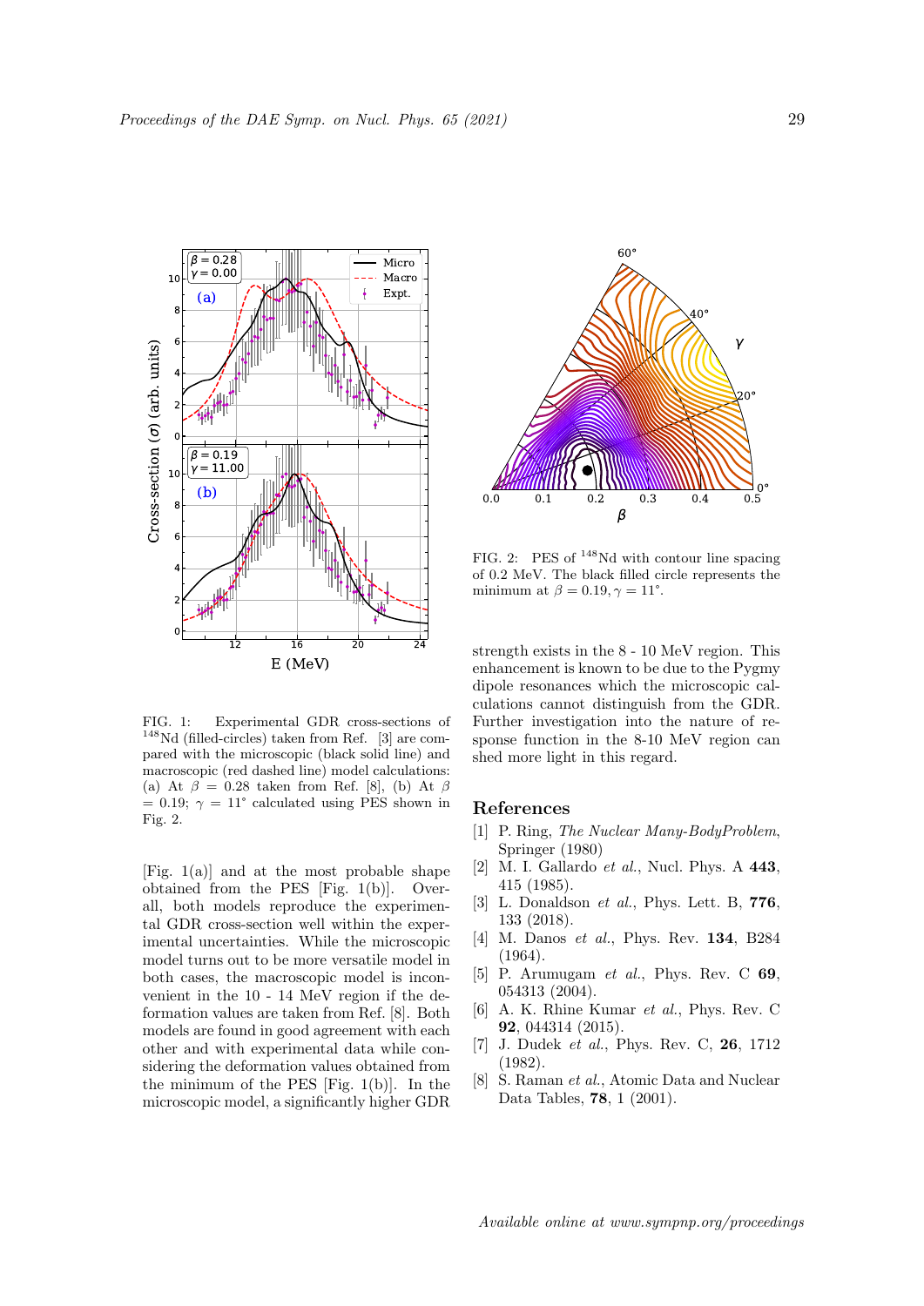β = 0.28
γ = 0.00
(a)
Micro
Macro
Expt.
β = 0.19
γ = 11.00
(b)
Cross-section (σ) (arb. units)
E (MeV)
0
2
4
6
8
10
12
16
20
24

FIG. 1: Experimental GDR cross-sections of $^{148}$Nd (filled-circles) taken from Ref. [3] are compared with the microscopic (black solid line) and macroscopic (red dashed line) model calculations: (a) At $\beta = 0.28$ taken from Ref. [8], (b) At $\beta = 0.19$; $\gamma = 11^{\circ}$ calculated using PES shown in Fig. 2.

[Fig. 1(a)] and at the most probable shape obtained from the PES [Fig. 1(b)]. Overall, both models reproduce the experimental GDR cross-section well within the experimental uncertainties. While the microscopic model turns out to be more versatile model in both cases, the macroscopic model is inconvenient in the 10 - 14 MeV region if the deformation values are taken from Ref. [8]. Both models are found in good agreement with each other and with experimental data while considering the deformation values obtained from the minimum of the PES [Fig. 1(b)]. In the microscopic model, a significantly higher GDR strength exists in the 8 - 10 MeV region. This enhancement is known to be due to the Pygmy dipole resonances which the microscopic calculations cannot distinguish from the GDR. Further investigation into the nature of response function in the 8-10 MeV region can shed more light in this regard.

60°
40°
20°
0°
γ
0.0
0.1
0.2
0.3
0.4
0.5
β

FIG. 2: PES of $^{148}$Nd with contour line spacing of 0.2 MeV. The black filled circle represents the minimum at $\beta = 0.19, \gamma = 11^{\circ}$.

## References

[1] P. Ring, *The Nuclear Many-BodyProblem*, Springer (1980)

[2] M. I. Gallardo *et al.*, Nucl. Phys. A **443**, 415 (1985).

[3] L. Donaldson *et al.*, Phys. Lett. B, **776**, 133 (2018).

[4] M. Danos *et al.*, Phys. Rev. **134**, B284 (1964).

[5] P. Arumugam *et al.*, Phys. Rev. C **69**, 054313 (2004).

[6] A. K. Rhine Kumar *et al.*, Phys. Rev. C **92**, 044314 (2015).

[7] J. Dudek *et al.*, Phys. Rev. C, **26**, 1712 (1982).

[8] S. Raman *et al.*, Atomic Data and Nuclear Data Tables, **78**, 1 (2001).